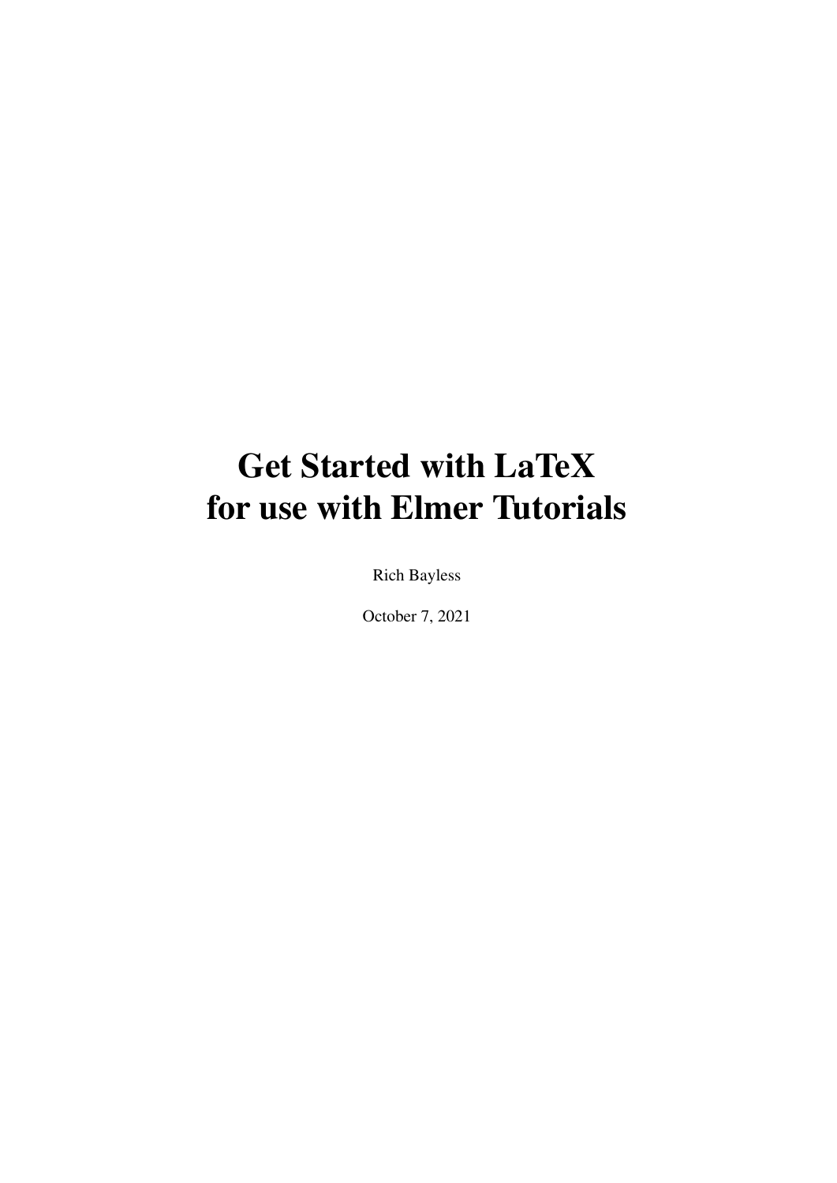# Get Started with LaTeX for use with Elmer Tutorials

Rich Bayless

October 7, 2021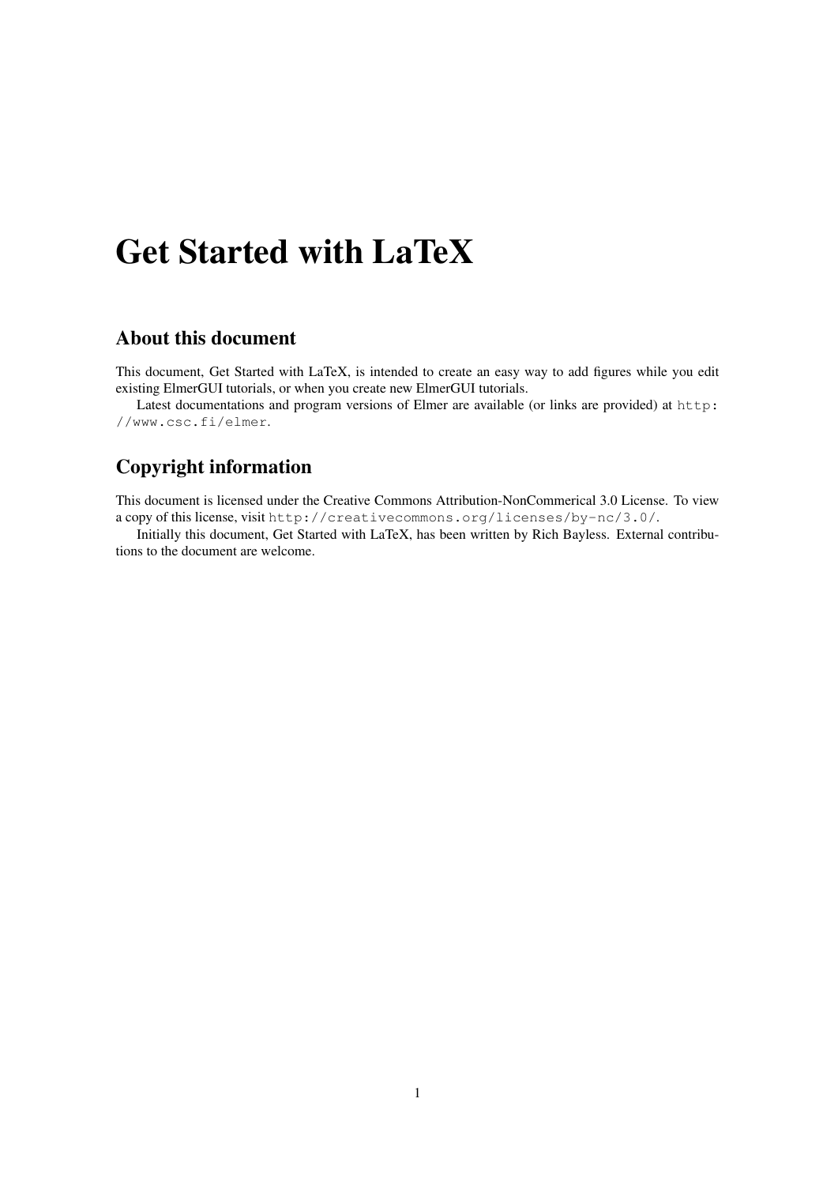# Get Started with LaTeX

## About this document

This document, Get Started with LaTeX, is intended to create an easy way to add figures while you edit existing ElmerGUI tutorials, or when you create new ElmerGUI tutorials.

Latest documentations and program versions of Elmer are available (or links are provided) at `http://www.csc.fi/elmer`.

## Copyright information

This document is licensed under the Creative Commons Attribution-NonCommerical 3.0 License. To view a copy of this license, visit `http://creativecommons.org/licenses/by-nc/3.0/`.

Initially this document, Get Started with LaTeX, has been written by Rich Bayless. External contributions to the document are welcome.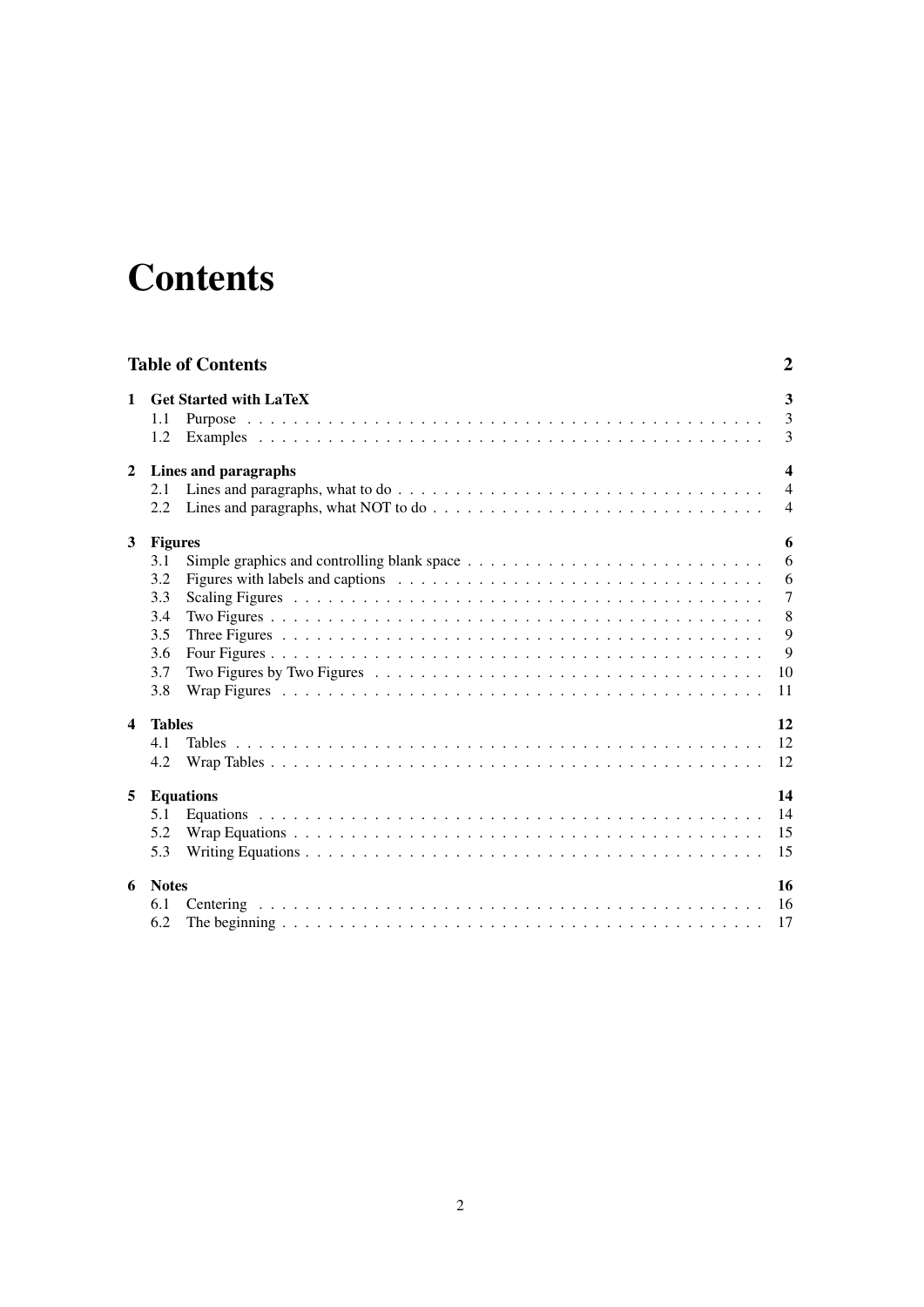# Contents

**Table of Contents** **2**

**1 Get Started with LaTeX** **3**
- 1.1 Purpose . . . 3
- 1.2 Examples . . . 3

**2 Lines and paragraphs** **4**
- 2.1 Lines and paragraphs, what to do . . . 4
- 2.2 Lines and paragraphs, what NOT to do . . . 4

**3 Figures** **6**
- 3.1 Simple graphics and controlling blank space . . . 6
- 3.2 Figures with labels and captions . . . 6
- 3.3 Scaling Figures . . . 7
- 3.4 Two Figures . . . 8
- 3.5 Three Figures . . . 9
- 3.6 Four Figures . . . 9
- 3.7 Two Figures by Two Figures . . . 10
- 3.8 Wrap Figures . . . 11

**4 Tables** **12**
- 4.1 Tables . . . 12
- 4.2 Wrap Tables . . . 12

**5 Equations** **14**
- 5.1 Equations . . . 14
- 5.2 Wrap Equations . . . 15
- 5.3 Writing Equations . . . 15

**6 Notes** **16**
- 6.1 Centering . . . 16
- 6.2 The beginning . . . 17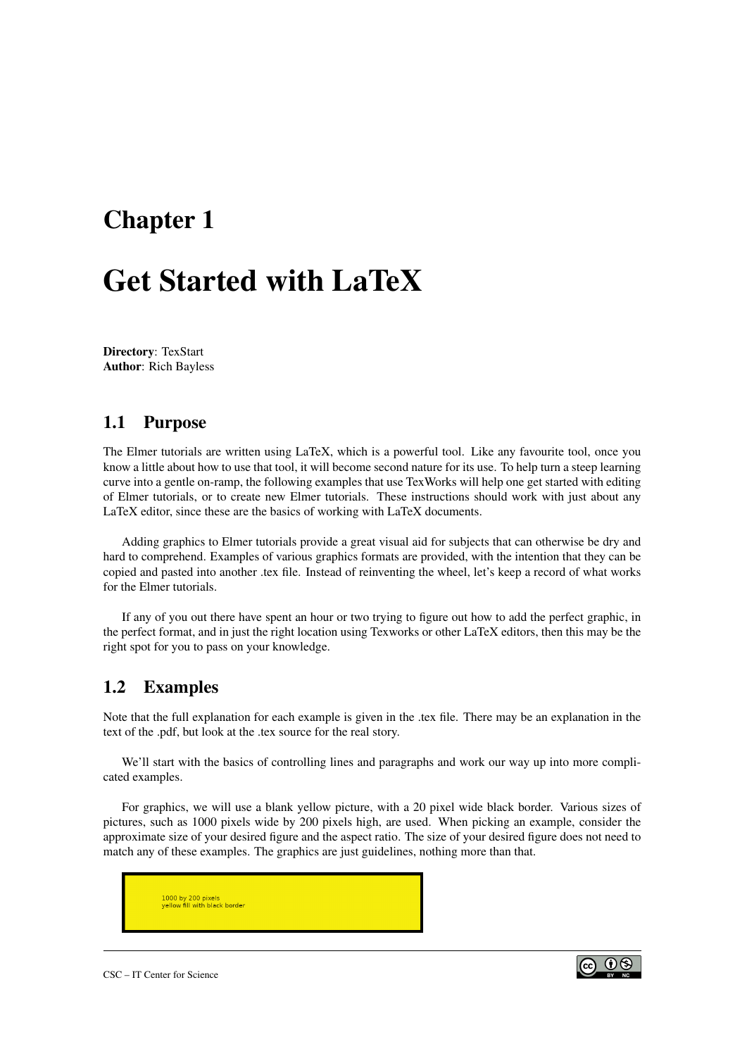# Chapter 1

# Get Started with LaTeX

**Directory**: TexStart
**Author**: Rich Bayless

## 1.1 Purpose

The Elmer tutorials are written using LaTeX, which is a powerful tool. Like any favourite tool, once you know a little about how to use that tool, it will become second nature for its use. To help turn a steep learning curve into a gentle on-ramp, the following examples that use TexWorks will help one get started with editing of Elmer tutorials, or to create new Elmer tutorials. These instructions should work with just about any LaTeX editor, since these are the basics of working with LaTeX documents.

Adding graphics to Elmer tutorials provide a great visual aid for subjects that can otherwise be dry and hard to comprehend. Examples of various graphics formats are provided, with the intention that they can be copied and pasted into another .tex file. Instead of reinventing the wheel, let's keep a record of what works for the Elmer tutorials.

If any of you out there have spent an hour or two trying to figure out how to add the perfect graphic, in the perfect format, and in just the right location using Texworks or other LaTeX editors, then this may be the right spot for you to pass on your knowledge.

## 1.2 Examples

Note that the full explanation for each example is given in the .tex file. There may be an explanation in the text of the .pdf, but look at the .tex source for the real story.

We'll start with the basics of controlling lines and paragraphs and work our way up into more complicated examples.

For graphics, we will use a blank yellow picture, with a 20 pixel wide black border. Various sizes of pictures, such as 1000 pixels wide by 200 pixels high, are used. When picking an example, consider the approximate size of your desired figure and the aspect ratio. The size of your desired figure does not need to match any of these examples. The graphics are just guidelines, nothing more than that.

1000 by 200 pixels
yellow fill with black border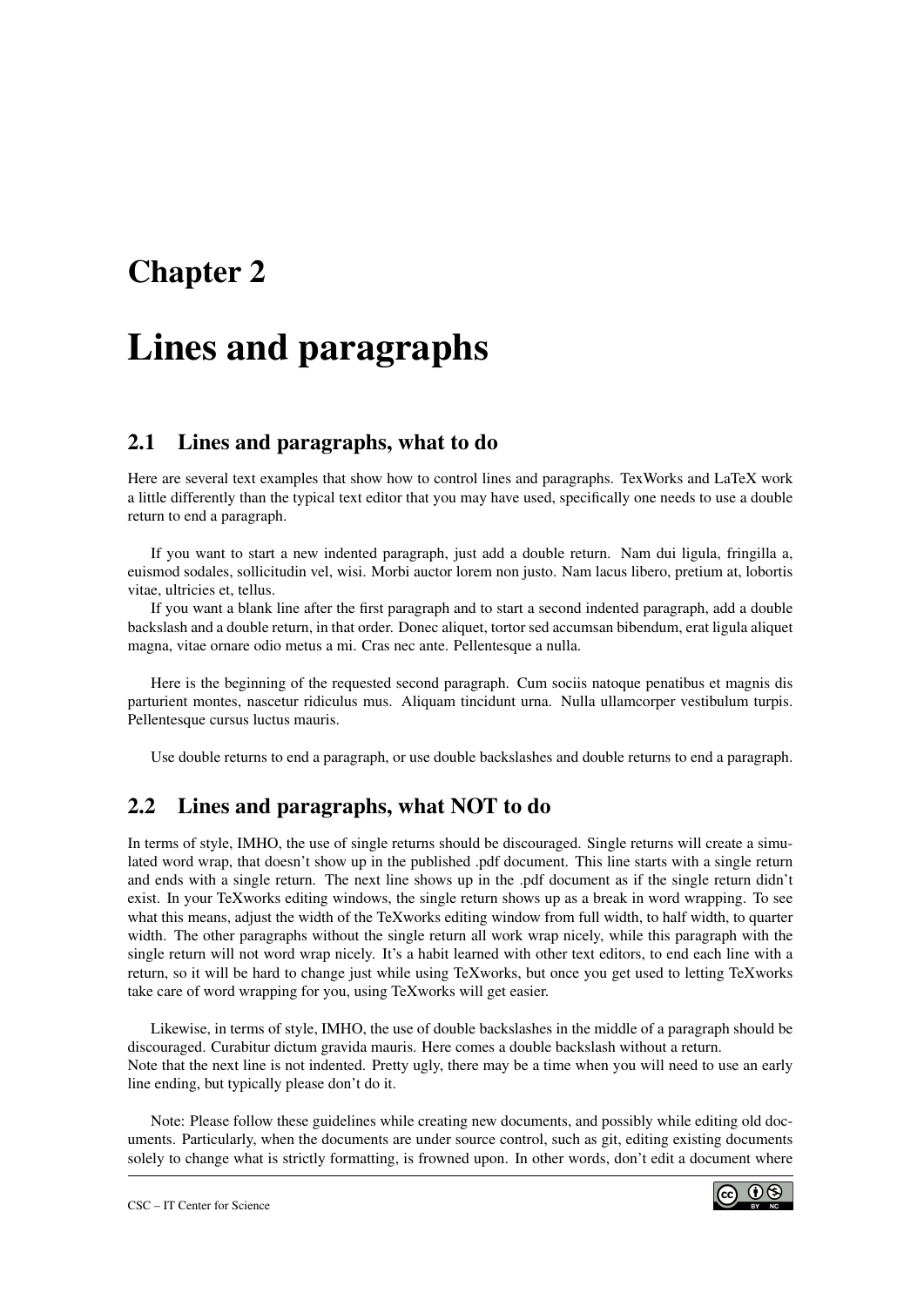# Chapter 2

# Lines and paragraphs

## 2.1 Lines and paragraphs, what to do

Here are several text examples that show how to control lines and paragraphs. TexWorks and LaTeX work a little differently than the typical text editor that you may have used, specifically one needs to use a double return to end a paragraph.

If you want to start a new indented paragraph, just add a double return. Nam dui ligula, fringilla a, euismod sodales, sollicitudin vel, wisi. Morbi auctor lorem non justo. Nam lacus libero, pretium at, lobortis vitae, ultricies et, tellus.

If you want a blank line after the first paragraph and to start a second indented paragraph, add a double backslash and a double return, in that order. Donec aliquet, tortor sed accumsan bibendum, erat ligula aliquet magna, vitae ornare odio metus a mi. Cras nec ante. Pellentesque a nulla.

Here is the beginning of the requested second paragraph. Cum sociis natoque penatibus et magnis dis parturient montes, nascetur ridiculus mus. Aliquam tincidunt urna. Nulla ullamcorper vestibulum turpis. Pellentesque cursus luctus mauris.

Use double returns to end a paragraph, or use double backslashes and double returns to end a paragraph.

## 2.2 Lines and paragraphs, what NOT to do

In terms of style, IMHO, the use of single returns should be discouraged. Single returns will create a simulated word wrap, that doesn't show up in the published .pdf document. This line starts with a single return and ends with a single return. The next line shows up in the .pdf document as if the single return didn't exist. In your TeXworks editing windows, the single return shows up as a break in word wrapping. To see what this means, adjust the width of the TeXworks editing window from full width, to half width, to quarter width. The other paragraphs without the single return all work wrap nicely, while this paragraph with the single return will not word wrap nicely. It's a habit learned with other text editors, to end each line with a return, so it will be hard to change just while using TeXworks, but once you get used to letting TeXworks take care of word wrapping for you, using TeXworks will get easier.

Likewise, in terms of style, IMHO, the use of double backslashes in the middle of a paragraph should be discouraged. Curabitur dictum gravida mauris. Here comes a double backslash without a return.
Note that the next line is not indented. Pretty ugly, there may be a time when you will need to use an early line ending, but typically please don't do it.

Note: Please follow these guidelines while creating new documents, and possibly while editing old documents. Particularly, when the documents are under source control, such as git, editing existing documents solely to change what is strictly formatting, is frowned upon. In other words, don't edit a document where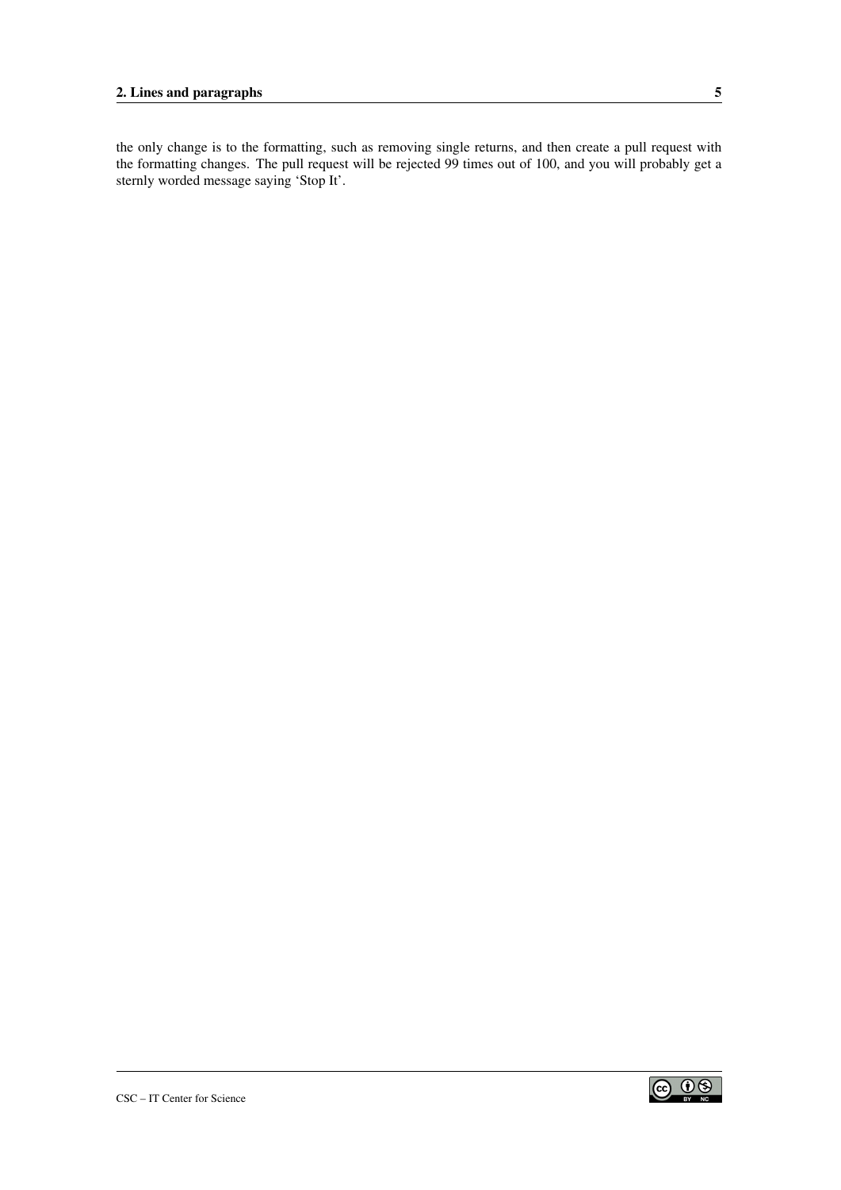the only change is to the formatting, such as removing single returns, and then create a pull request with the formatting changes. The pull request will be rejected 99 times out of 100, and you will probably get a sternly worded message saying 'Stop It'.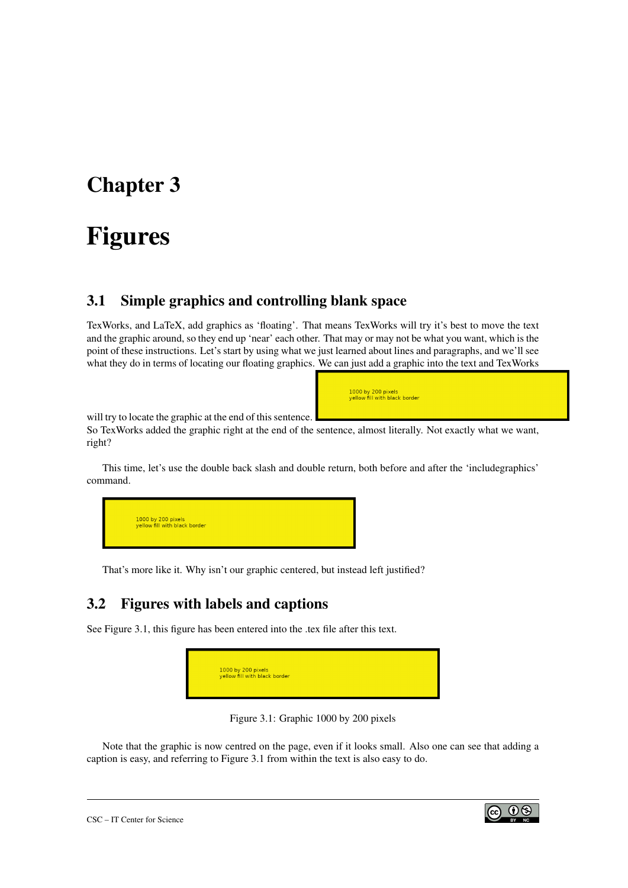# Chapter 3

# Figures

## 3.1 Simple graphics and controlling blank space

TexWorks, and LaTeX, add graphics as 'floating'. That means TexWorks will try it's best to move the text and the graphic around, so they end up 'near' each other. That may or may not be what you want, which is the point of these instructions. Let's start by using what we just learned about lines and paragraphs, and we'll see what they do in terms of locating our floating graphics. We can just add a graphic into the text and TexWorks will try to locate the graphic at the end of this sentence.

So TexWorks added the graphic right at the end of the sentence, almost literally. Not exactly what we want, right?

This time, let's use the double back slash and double return, both before and after the 'includegraphics' command.

That's more like it. Why isn't our graphic centered, but instead left justified?

## 3.2 Figures with labels and captions

See Figure 3.1, this figure has been entered into the .tex file after this text.

Figure 3.1: Graphic 1000 by 200 pixels

Note that the graphic is now centred on the page, even if it looks small. Also one can see that adding a caption is easy, and referring to Figure 3.1 from within the text is also easy to do.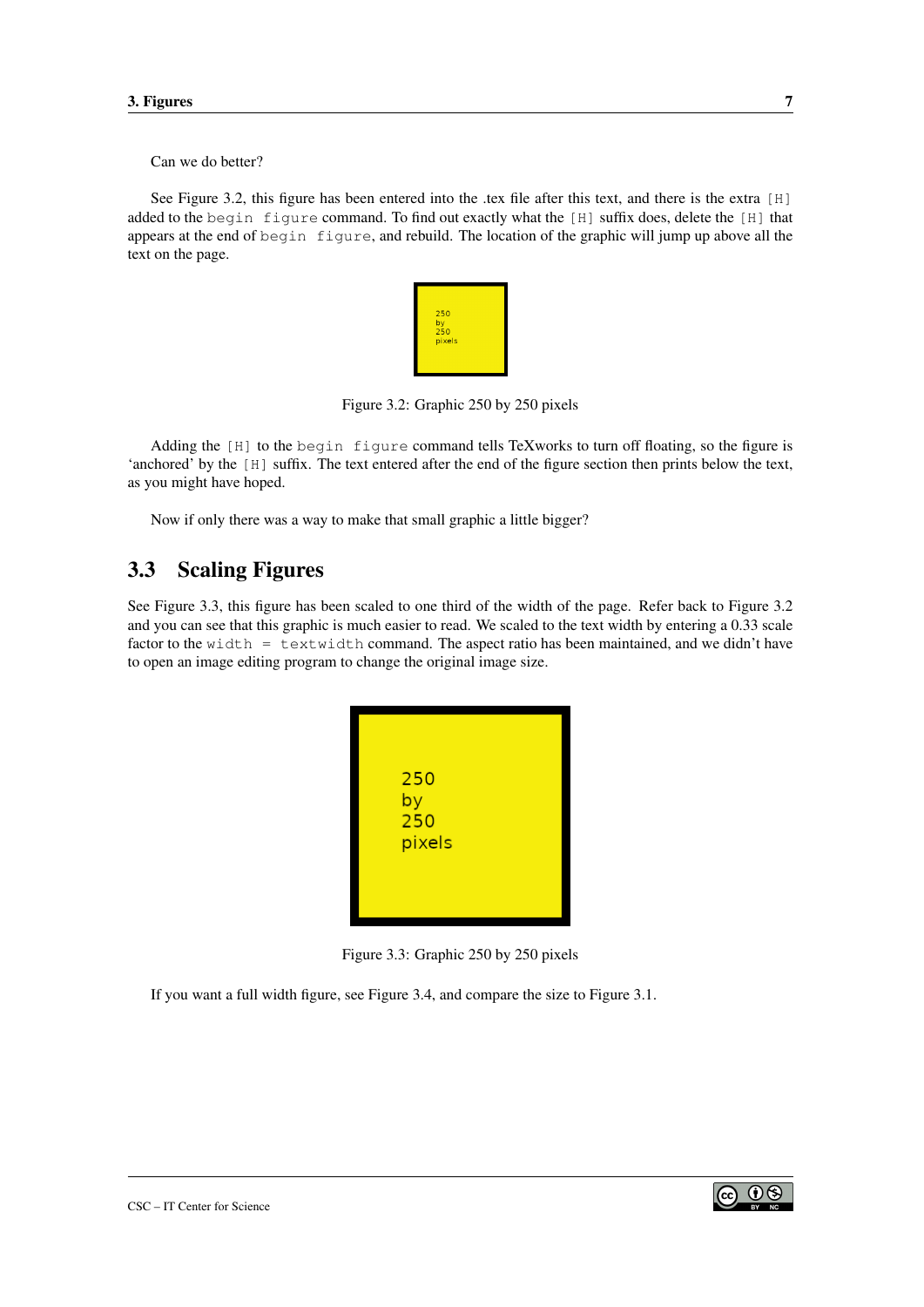Can we do better?

See Figure 3.2, this figure has been entered into the .tex file after this text, and there is the extra `[H]` added to the `begin figure` command. To find out exactly what the `[H]` suffix does, delete the `[H]` that appears at the end of `begin figure`, and rebuild. The location of the graphic will jump up above all the text on the page.

Figure 3.2: Graphic 250 by 250 pixels

Adding the `[H]` to the `begin figure` command tells TeXworks to turn off floating, so the figure is 'anchored' by the `[H]` suffix. The text entered after the end of the figure section then prints below the text, as you might have hoped.

Now if only there was a way to make that small graphic a little bigger?

## 3.3 Scaling Figures

See Figure 3.3, this figure has been scaled to one third of the width of the page. Refer back to Figure 3.2 and you can see that this graphic is much easier to read. We scaled to the text width by entering a 0.33 scale factor to the `width = textwidth` command. The aspect ratio has been maintained, and we didn't have to open an image editing program to change the original image size.

Figure 3.3: Graphic 250 by 250 pixels

If you want a full width figure, see Figure 3.4, and compare the size to Figure 3.1.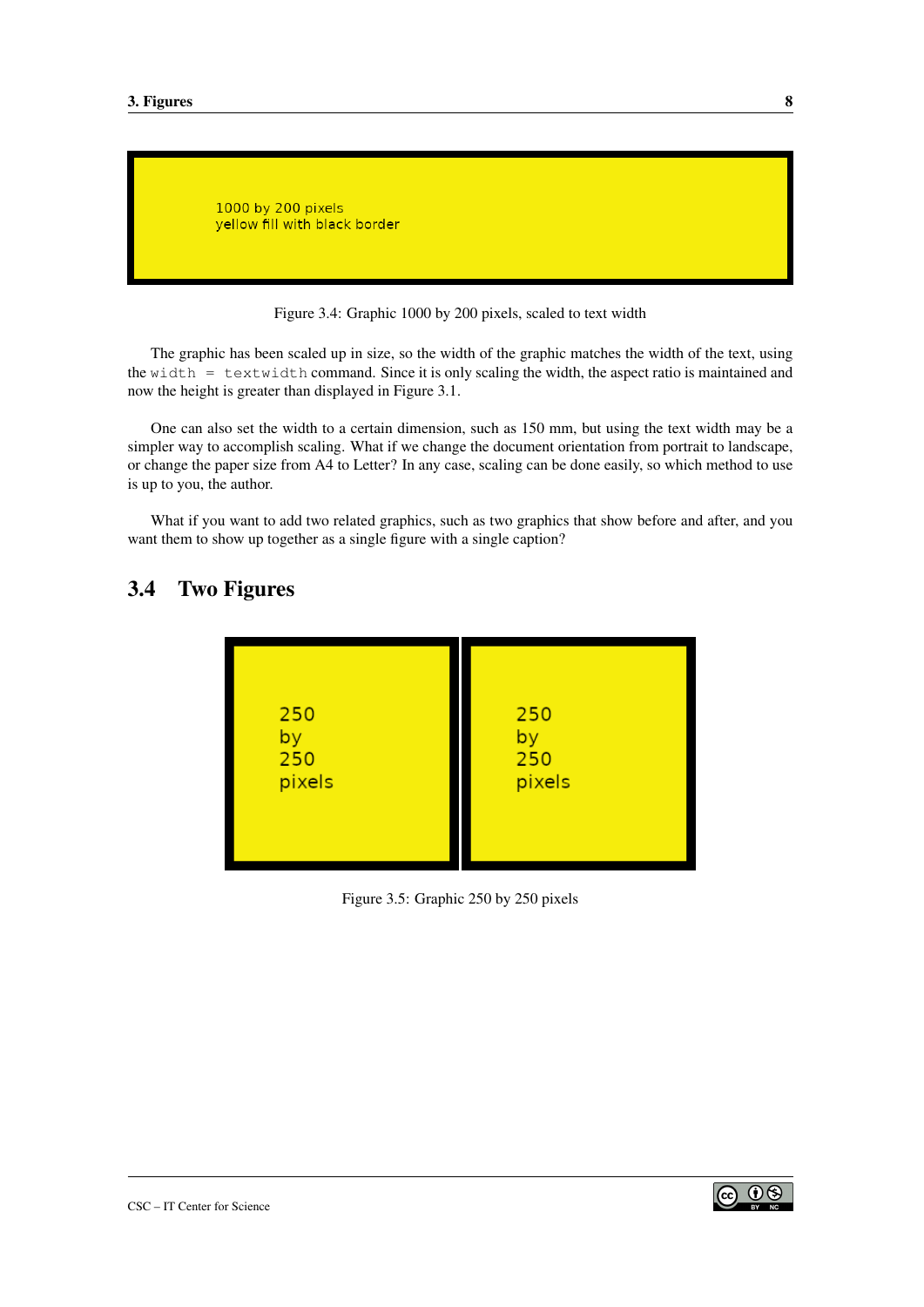Figure 3.4: Graphic 1000 by 200 pixels, scaled to text width

The graphic has been scaled up in size, so the width of the graphic matches the width of the text, using the `width = textwidth` command. Since it is only scaling the width, the aspect ratio is maintained and now the height is greater than displayed in Figure 3.1.

One can also set the width to a certain dimension, such as 150 mm, but using the text width may be a simpler way to accomplish scaling. What if we change the document orientation from portrait to landscape, or change the paper size from A4 to Letter? In any case, scaling can be done easily, so which method to use is up to you, the author.

What if you want to add two related graphics, such as two graphics that show before and after, and you want them to show up together as a single figure with a single caption?

## 3.4 Two Figures

Figure 3.5: Graphic 250 by 250 pixels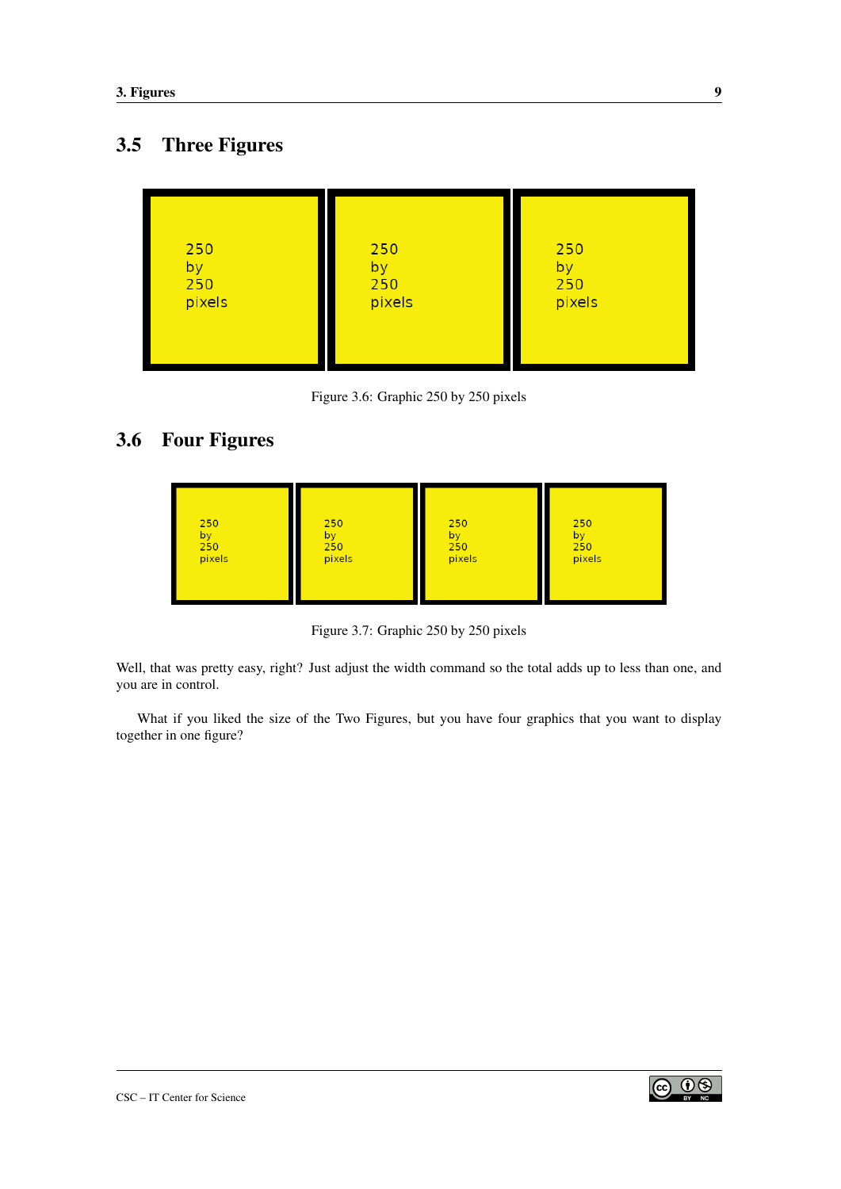## 3.5 Three Figures

Figure 3.6: Graphic 250 by 250 pixels

## 3.6 Four Figures

Figure 3.7: Graphic 250 by 250 pixels

Well, that was pretty easy, right? Just adjust the width command so the total adds up to less than one, and you are in control.

What if you liked the size of the Two Figures, but you have four graphics that you want to display together in one figure?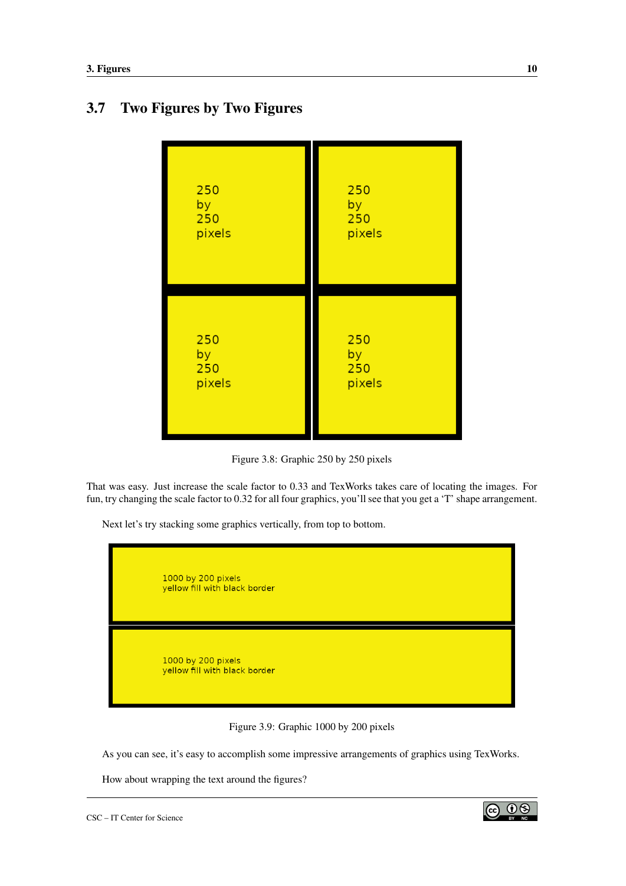## 3.7 Two Figures by Two Figures

Figure 3.8: Graphic 250 by 250 pixels

That was easy. Just increase the scale factor to 0.33 and TexWorks takes care of locating the images. For fun, try changing the scale factor to 0.32 for all four graphics, you'll see that you get a 'T' shape arrangement.

Next let's try stacking some graphics vertically, from top to bottom.

Figure 3.9: Graphic 1000 by 200 pixels

As you can see, it's easy to accomplish some impressive arrangements of graphics using TexWorks.

How about wrapping the text around the figures?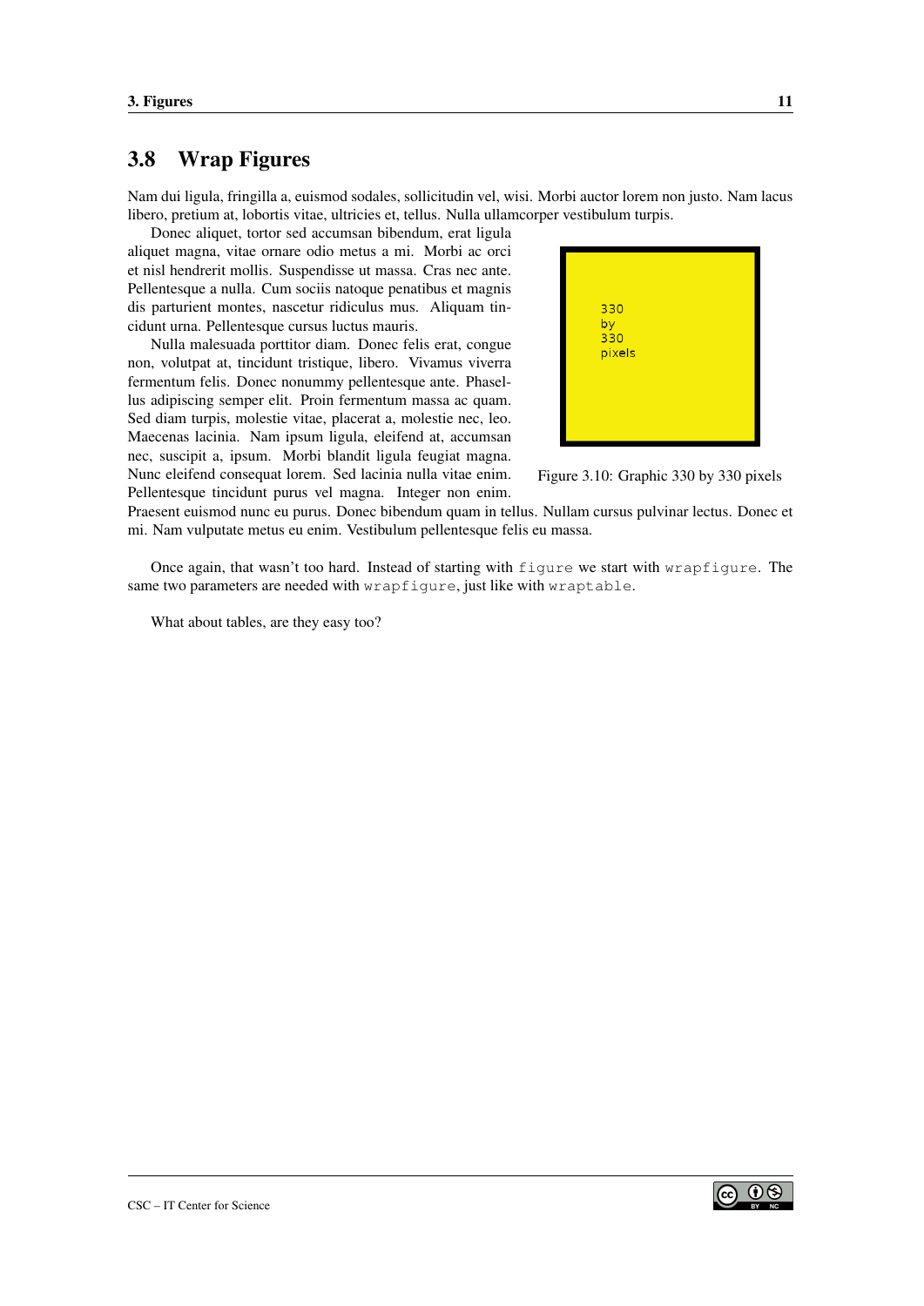## 3.8 Wrap Figures

Nam dui ligula, fringilla a, euismod sodales, sollicitudin vel, wisi. Morbi auctor lorem non justo. Nam lacus libero, pretium at, lobortis vitae, ultricies et, tellus. Nulla ullamcorper vestibulum turpis.

Donec aliquet, tortor sed accumsan bibendum, erat ligula aliquet magna, vitae ornare odio metus a mi. Morbi ac orci et nisl hendrerit mollis. Suspendisse ut massa. Cras nec ante. Pellentesque a nulla. Cum sociis natoque penatibus et magnis dis parturient montes, nascetur ridiculus mus. Aliquam tincidunt urna. Pellentesque cursus luctus mauris.

Nulla malesuada porttitor diam. Donec felis erat, congue non, volutpat at, tincidunt tristique, libero. Vivamus viverra fermentum felis. Donec nonummy pellentesque ante. Phasellus adipiscing semper elit. Proin fermentum massa ac quam. Sed diam turpis, molestie vitae, placerat a, molestie nec, leo. Maecenas lacinia. Nam ipsum ligula, eleifend at, accumsan nec, suscipit a, ipsum. Morbi blandit ligula feugiat magna. Nunc eleifend consequat lorem. Sed lacinia nulla vitae enim. Pellentesque tincidunt purus vel magna. Integer non enim. Praesent euismod nunc eu purus. Donec bibendum quam in tellus. Nullam cursus pulvinar lectus. Donec et mi. Nam vulputate metus eu enim. Vestibulum pellentesque felis eu massa.

330
by
330
pixels

Figure 3.10: Graphic 330 by 330 pixels

Once again, that wasn't too hard. Instead of starting with `figure` we start with `wrapfigure`. The same two parameters are needed with `wrapfigure`, just like with `wraptable`.

What about tables, are they easy too?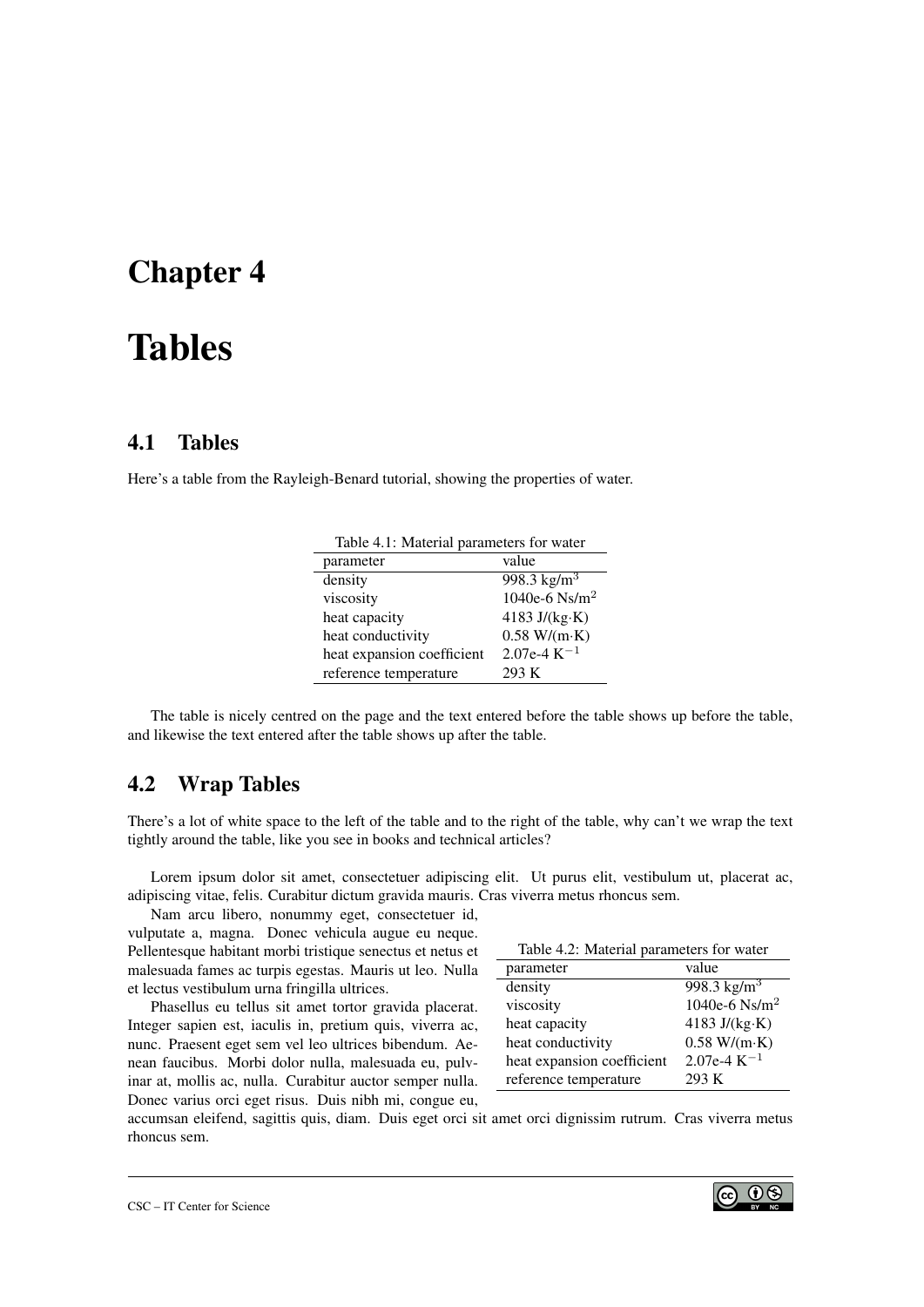# Chapter 4

# Tables

## 4.1 Tables

Here's a table from the Rayleigh-Benard tutorial, showing the properties of water.

Table 4.1: Material parameters for water

| parameter | value |
|---|---|
| density | 998.3 kg/m$^3$ |
| viscosity | 1040e-6 Ns/m$^2$ |
| heat capacity | 4183 J/(kg·K) |
| heat conductivity | 0.58 W/(m·K) |
| heat expansion coefficient | 2.07e-4 K$^{-1}$ |
| reference temperature | 293 K |

The table is nicely centred on the page and the text entered before the table shows up before the table, and likewise the text entered after the table shows up after the table.

## 4.2 Wrap Tables

There's a lot of white space to the left of the table and to the right of the table, why can't we wrap the text tightly around the table, like you see in books and technical articles?

Lorem ipsum dolor sit amet, consectetuer adipiscing elit. Ut purus elit, vestibulum ut, placerat ac, adipiscing vitae, felis. Curabitur dictum gravida mauris. Cras viverra metus rhoncus sem.

Nam arcu libero, nonummy eget, consectetuer id, vulputate a, magna. Donec vehicula augue eu neque. Pellentesque habitant morbi tristique senectus et netus et malesuada fames ac turpis egestas. Mauris ut leo. Nulla et lectus vestibulum urna fringilla ultrices.

Table 4.2: Material parameters for water

| parameter | value |
|---|---|
| density | 998.3 kg/m$^3$ |
| viscosity | 1040e-6 Ns/m$^2$ |
| heat capacity | 4183 J/(kg·K) |
| heat conductivity | 0.58 W/(m·K) |
| heat expansion coefficient | 2.07e-4 K$^{-1}$ |
| reference temperature | 293 K |

Phasellus eu tellus sit amet tortor gravida placerat. Integer sapien est, iaculis in, pretium quis, viverra ac, nunc. Praesent eget sem vel leo ultrices bibendum. Aenean faucibus. Morbi dolor nulla, malesuada eu, pulvinar at, mollis ac, nulla. Curabitur auctor semper nulla. Donec varius orci eget risus. Duis nibh mi, congue eu, accumsan eleifend, sagittis quis, diam. Duis eget orci sit amet orci dignissim rutrum. Cras viverra metus rhoncus sem.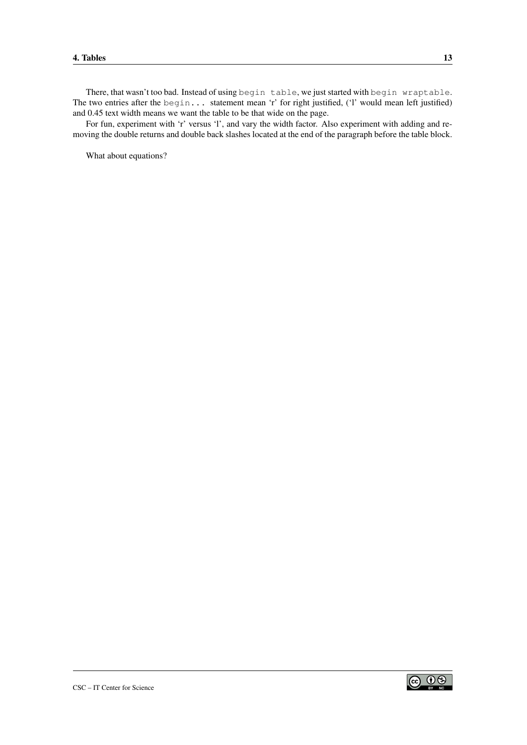There, that wasn't too bad. Instead of using `begin table`, we just started with `begin wraptable`. The two entries after the `begin...` statement mean 'r' for right justified, ('l' would mean left justified) and 0.45 text width means we want the table to be that wide on the page.

For fun, experiment with 'r' versus 'l', and vary the width factor. Also experiment with adding and removing the double returns and double back slashes located at the end of the paragraph before the table block.

What about equations?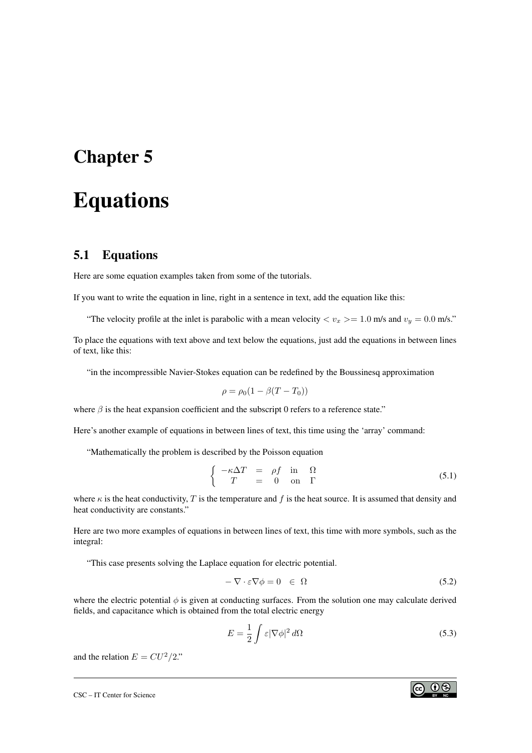# Chapter 5

# Equations

## 5.1 Equations

Here are some equation examples taken from some of the tutorials.

If you want to write the equation in line, right in a sentence in text, add the equation like this:

"The velocity profile at the inlet is parabolic with a mean velocity $< v_x >= 1.0$ m/s and $v_y = 0.0$ m/s."

To place the equations with text above and text below the equations, just add the equations in between lines of text, like this:

"in the incompressible Navier-Stokes equation can be redefined by the Boussinesq approximation

$$\rho = \rho_0(1 - \beta(T - T_0))$$

where $\beta$ is the heat expansion coefficient and the subscript 0 refers to a reference state."

Here's another example of equations in between lines of text, this time using the 'array' command:

"Mathematically the problem is described by the Poisson equation

$$\left\{ \begin{array}{ccccc} -\kappa\Delta T & = & \rho f & \text{in} & \Omega \\ T & = & 0 & \text{on} & \Gamma \end{array} \right. \tag{5.1}$$

where $\kappa$ is the heat conductivity, $T$ is the temperature and $f$ is the heat source. It is assumed that density and heat conductivity are constants."

Here are two more examples of equations in between lines of text, this time with more symbols, such as the integral:

"This case presents solving the Laplace equation for electric potential.

$$-\nabla \cdot \varepsilon \nabla \phi = 0 \quad \in \ \Omega \tag{5.2}$$

where the electric potential $\phi$ is given at conducting surfaces. From the solution one may calculate derived fields, and capacitance which is obtained from the total electric energy

$$E = \frac{1}{2} \int \varepsilon |\nabla \phi|^2 \, d\Omega \tag{5.3}$$

and the relation $E = CU^2/2$."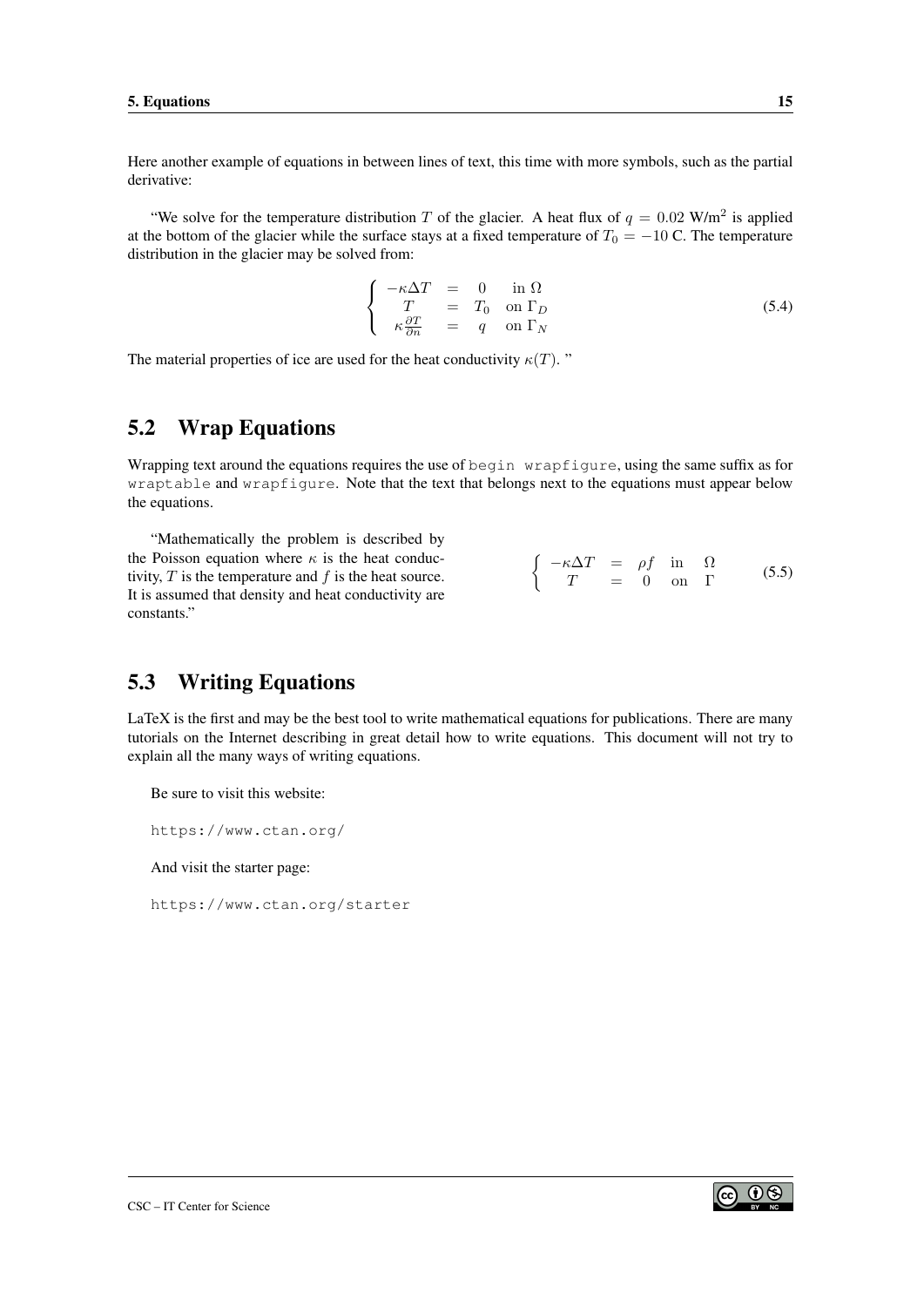Here another example of equations in between lines of text, this time with more symbols, such as the partial derivative:

"We solve for the temperature distribution $T$ of the glacier. A heat flux of $q = 0.02$ W/m$^2$ is applied at the bottom of the glacier while the surface stays at a fixed temperature of $T_0 = -10$ C. The temperature distribution in the glacier may be solved from:

$$\left\{ \begin{array}{rcl} -\kappa \Delta T & = & 0 \quad \text{in } \Omega \\ T & = & T_0 \quad \text{on } \Gamma_D \\ \kappa \frac{\partial T}{\partial n} & = & q \quad \text{on } \Gamma_N \end{array} \right. \tag{5.4}$$

The material properties of ice are used for the heat conductivity $\kappa(T)$. "

## 5.2 Wrap Equations

Wrapping text around the equations requires the use of `begin wrapfigure`, using the same suffix as for `wraptable` and `wrapfigure`. Note that the text that belongs next to the equations must appear below the equations.

"Mathematically the problem is described by the Poisson equation where $\kappa$ is the heat conductivity, $T$ is the temperature and $f$ is the heat source. It is assumed that density and heat conductivity are constants."

$$\left\{ \begin{array}{rcl} -\kappa \Delta T & = & \rho f \quad \text{in} \quad \Omega \\ T & = & 0 \quad \text{on} \quad \Gamma \end{array} \right. \tag{5.5}$$

## 5.3 Writing Equations

LaTeX is the first and may be the best tool to write mathematical equations for publications. There are many tutorials on the Internet describing in great detail how to write equations. This document will not try to explain all the many ways of writing equations.

Be sure to visit this website:

`https://www.ctan.org/`

And visit the starter page:

`https://www.ctan.org/starter`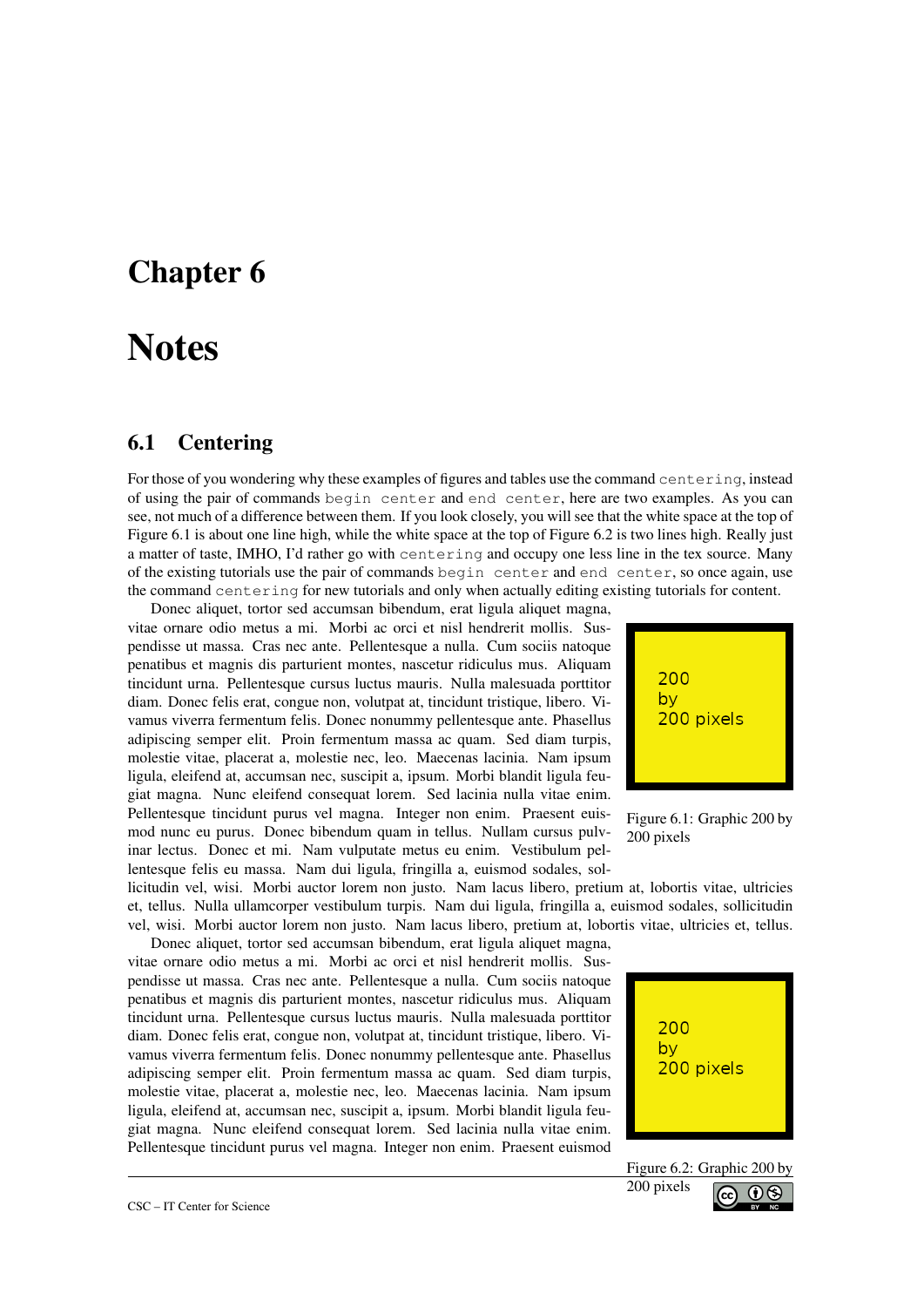# Chapter 6

# Notes

## 6.1 Centering

For those of you wondering why these examples of figures and tables use the command `centering`, instead of using the pair of commands `begin center` and `end center`, here are two examples. As you can see, not much of a difference between them. If you look closely, you will see that the white space at the top of Figure 6.1 is about one line high, while the white space at the top of Figure 6.2 is two lines high. Really just a matter of taste, IMHO, I'd rather go with `centering` and occupy one less line in the tex source. Many of the existing tutorials use the pair of commands `begin center` and `end center`, so once again, use the command `centering` for new tutorials and only when actually editing existing tutorials for content.

Donec aliquet, tortor sed accumsan bibendum, erat ligula aliquet magna, vitae ornare odio metus a mi. Morbi ac orci et nisl hendrerit mollis. Suspendisse ut massa. Cras nec ante. Pellentesque a nulla. Cum sociis natoque penatibus et magnis dis parturient montes, nascetur ridiculus mus. Aliquam tincidunt urna. Pellentesque cursus luctus mauris. Nulla malesuada porttitor diam. Donec felis erat, congue non, volutpat at, tincidunt tristique, libero. Vivamus viverra fermentum felis. Donec nonummy pellentesque ante. Phasellus adipiscing semper elit. Proin fermentum massa ac quam. Sed diam turpis, molestie vitae, placerat a, molestie nec, leo. Maecenas lacinia. Nam ipsum ligula, eleifend at, accumsan nec, suscipit a, ipsum. Morbi blandit ligula feugiat magna. Nunc eleifend consequat lorem. Sed lacinia nulla vitae enim. Pellentesque tincidunt purus vel magna. Integer non enim. Praesent euismod nunc eu purus. Donec bibendum quam in tellus. Nullam cursus pulvinar lectus. Donec et mi. Nam vulputate metus eu enim. Vestibulum pellentesque felis eu massa. Nam dui ligula, fringilla a, euismod sodales, sollicitudin vel, wisi. Morbi auctor lorem non justo. Nam lacus libero, pretium at, lobortis vitae, ultricies et, tellus. Nulla ullamcorper vestibulum turpis. Nam dui ligula, fringilla a, euismod sodales, sollicitudin vel, wisi. Morbi auctor lorem non justo. Nam lacus libero, pretium at, lobortis vitae, ultricies et, tellus.

200
by
200 pixels

Figure 6.1: Graphic 200 by 200 pixels

Donec aliquet, tortor sed accumsan bibendum, erat ligula aliquet magna, vitae ornare odio metus a mi. Morbi ac orci et nisl hendrerit mollis. Suspendisse ut massa. Cras nec ante. Pellentesque a nulla. Cum sociis natoque penatibus et magnis dis parturient montes, nascetur ridiculus mus. Aliquam tincidunt urna. Pellentesque cursus luctus mauris. Nulla malesuada porttitor diam. Donec felis erat, congue non, volutpat at, tincidunt tristique, libero. Vivamus viverra fermentum felis. Donec nonummy pellentesque ante. Phasellus adipiscing semper elit. Proin fermentum massa ac quam. Sed diam turpis, molestie vitae, placerat a, molestie nec, leo. Maecenas lacinia. Nam ipsum ligula, eleifend at, accumsan nec, suscipit a, ipsum. Morbi blandit ligula feugiat magna. Nunc eleifend consequat lorem. Sed lacinia nulla vitae enim. Pellentesque tincidunt purus vel magna. Integer non enim. Praesent euismod

200
by
200 pixels

Figure 6.2: Graphic 200 by 200 pixels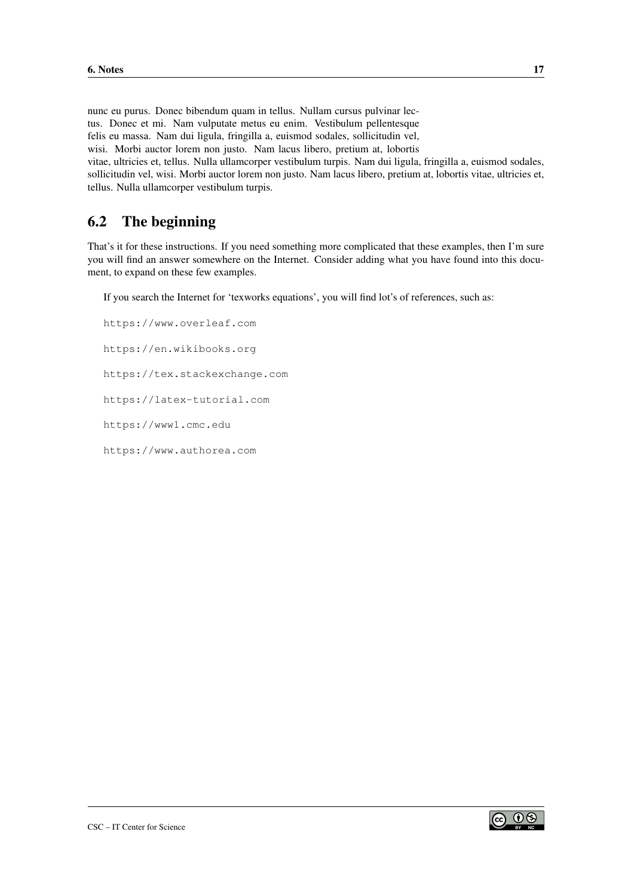nunc eu purus. Donec bibendum quam in tellus. Nullam cursus pulvinar lectus. Donec et mi. Nam vulputate metus eu enim. Vestibulum pellentesque felis eu massa. Nam dui ligula, fringilla a, euismod sodales, sollicitudin vel, wisi. Morbi auctor lorem non justo. Nam lacus libero, pretium at, lobortis vitae, ultricies et, tellus. Nulla ullamcorper vestibulum turpis. Nam dui ligula, fringilla a, euismod sodales, sollicitudin vel, wisi. Morbi auctor lorem non justo. Nam lacus libero, pretium at, lobortis vitae, ultricies et, tellus. Nulla ullamcorper vestibulum turpis.

## 6.2 The beginning

That's it for these instructions. If you need something more complicated that these examples, then I'm sure you will find an answer somewhere on the Internet. Consider adding what you have found into this document, to expand on these few examples.

If you search the Internet for 'texworks equations', you will find lot's of references, such as:

`https://www.overleaf.com`

`https://en.wikibooks.org`

`https://tex.stackexchange.com`

`https://latex-tutorial.com`

`https://www1.cmc.edu`

`https://www.authorea.com`